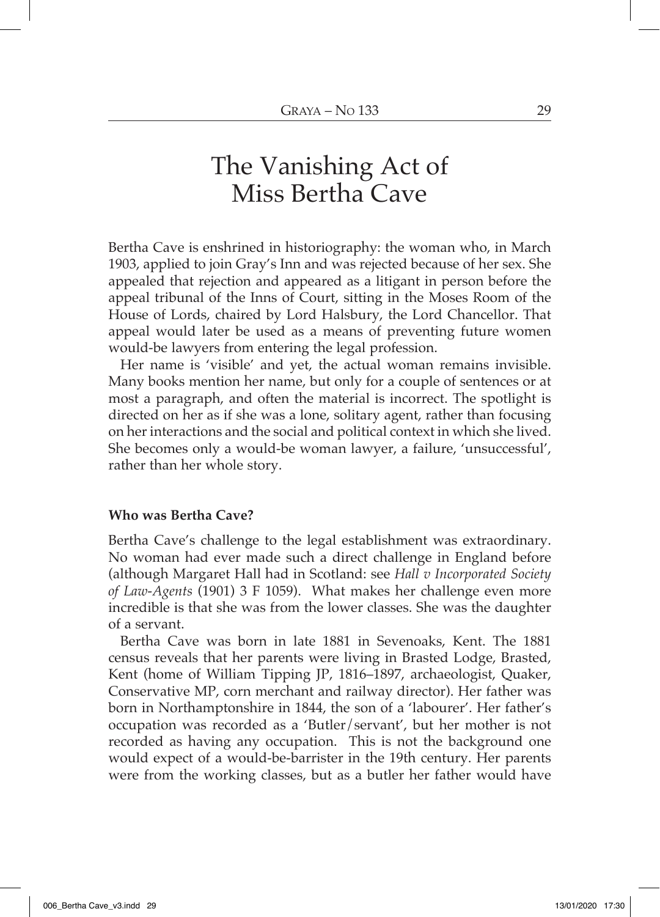# The Vanishing Act of Miss Bertha Cave

Bertha Cave is enshrined in historiography: the woman who, in March 1903, applied to join Gray's Inn and was rejected because of her sex. She appealed that rejection and appeared as a litigant in person before the appeal tribunal of the Inns of Court, sitting in the Moses Room of the House of Lords, chaired by Lord Halsbury, the Lord Chancellor. That appeal would later be used as a means of preventing future women would-be lawyers from entering the legal profession.

Her name is 'visible' and yet, the actual woman remains invisible. Many books mention her name, but only for a couple of sentences or at most a paragraph, and often the material is incorrect. The spotlight is directed on her as if she was a lone, solitary agent, rather than focusing on her interactions and the social and political context in which she lived. She becomes only a would-be woman lawyer, a failure, 'unsuccessful', rather than her whole story.

## Who was Bertha Cave?

Bertha Cave's challenge to the legal establishment was extraordinary. No woman had ever made such a direct challenge in England before (although Margaret Hall had in Scotland: see *Hall v Incorporated Society of Law-Agents* (1901) 3 F 1059). What makes her challenge even more incredible is that she was from the lower classes. She was the daughter of a servant.

Bertha Cave was born in late 1881 in Sevenoaks, Kent. The 1881 census reveals that her parents were living in Brasted Lodge, Brasted, Kent (home of William Tipping JP, 1816–1897, archaeologist, Quaker, Conservative MP, corn merchant and railway director). Her father was born in Northamptonshire in 1844, the son of a 'labourer'. Her father's occupation was recorded as a 'Butler/servant', but her mother is not recorded as having any occupation. This is not the background one would expect of a would-be-barrister in the 19th century. Her parents were from the working classes, but as a butler her father would have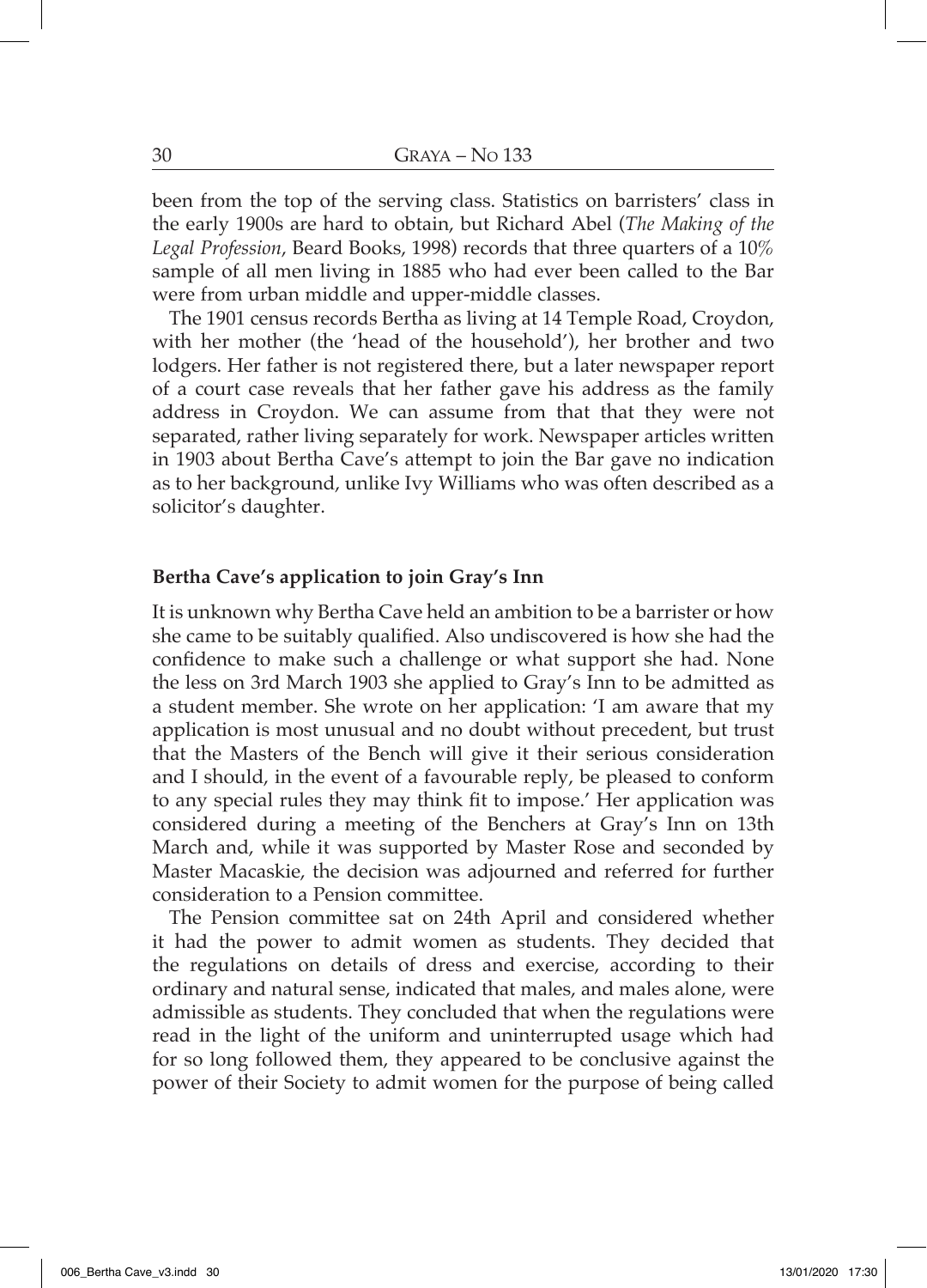been from the top of the serving class. Statistics on barristers' class in the early 1900s are hard to obtain, but Richard Abel (*The Making of the Legal Profession*, Beard Books, 1998) records that three quarters of a 10% sample of all men living in 1885 who had ever been called to the Bar were from urban middle and upper-middle classes.

The 1901 census records Bertha as living at 14 Temple Road, Croydon, with her mother (the 'head of the household'), her brother and two lodgers. Her father is not registered there, but a later newspaper report of a court case reveals that her father gave his address as the family address in Croydon. We can assume from that that they were not separated, rather living separately for work. Newspaper articles written in 1903 about Bertha Cave's attempt to join the Bar gave no indication as to her background, unlike Ivy Williams who was often described as a solicitor's daughter.

**Bertha Cave's application to join Gray's Inn**

It is unknown why Bertha Cave held an ambition to be a barrister or how she came to be suitably qualified. Also undiscovered is how she had the confidence to make such a challenge or what support she had. None the less on 3rd March 1903 she applied to Gray's Inn to be admitted as a student member. She wrote on her application: 'I am aware that my application is most unusual and no doubt without precedent, but trust that the Masters of the Bench will give it their serious consideration and I should, in the event of a favourable reply, be pleased to conform to any special rules they may think fit to impose.' Her application was considered during a meeting of the Benchers at Gray's Inn on 13th March and, while it was supported by Master Rose and seconded by Master Macaskie, the decision was adjourned and referred for further consideration to a Pension committee.

The Pension committee sat on 24th April and considered whether it had the power to admit women as students. They decided that the regulations on details of dress and exercise, according to their ordinary and natural sense, indicated that males, and males alone, were admissible as students. They concluded that when the regulations were read in the light of the uniform and uninterrupted usage which had for so long followed them, they appeared to be conclusive against the power of their Society to admit women for the purpose of being called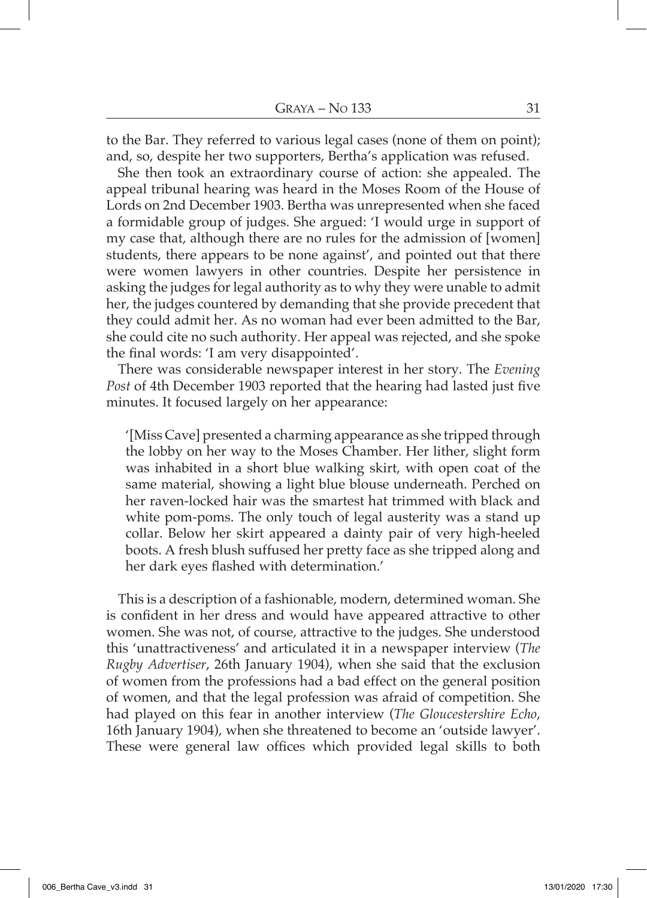to the Bar. They referred to various legal cases (none of them on point); and, so, despite her two supporters, Bertha's application was refused.

She then took an extraordinary course of action: she appealed. The appeal tribunal hearing was heard in the Moses Room of the House of Lords on 2nd December 1903. Bertha was unrepresented when she faced a formidable group of judges. She argued: 'I would urge in support of my case that, although there are no rules for the admission of [women] students, there appears to be none against', and pointed out that there were women lawyers in other countries. Despite her persistence in asking the judges for legal authority as to why they were unable to admit her, the judges countered by demanding that she provide precedent that they could admit her. As no woman had ever been admitted to the Bar, she could cite no such authority. Her appeal was rejected, and she spoke the final words: 'I am very disappointed'.

There was considerable newspaper interest in her story. The *Evening Post* of 4th December 1903 reported that the hearing had lasted just five minutes. It focused largely on her appearance:

> '[Miss Cave] presented a charming appearance as she tripped through the lobby on her way to the Moses Chamber. Her lither, slight form was inhabited in a short blue walking skirt, with open coat of the same material, showing a light blue blouse underneath. Perched on her raven-locked hair was the smartest hat trimmed with black and white pom-poms. The only touch of legal austerity was a stand up collar. Below her skirt appeared a dainty pair of very high-heeled boots. A fresh blush suffused her pretty face as she tripped along and her dark eyes flashed with determination.'

This is a description of a fashionable, modern, determined woman. She is confident in her dress and would have appeared attractive to other women. She was not, of course, attractive to the judges. She understood this 'unattractiveness' and articulated it in a newspaper interview (*The Rugby Advertiser*, 26th January 1904), when she said that the exclusion of women from the professions had a bad effect on the general position of women, and that the legal profession was afraid of competition. She had played on this fear in another interview (*The Gloucestershire Echo*, 16th January 1904), when she threatened to become an 'outside lawyer'. These were general law offices which provided legal skills to both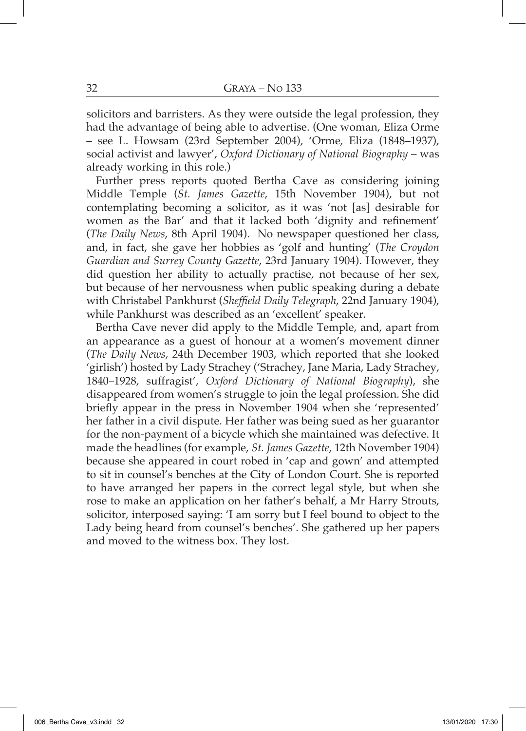solicitors and barristers. As they were outside the legal profession, they had the advantage of being able to advertise. (One woman, Eliza Orme – see L. Howsam (23rd September 2004), 'Orme, Eliza (1848–1937), social activist and lawyer', *Oxford Dictionary of National Biography* – was already working in this role.)

Further press reports quoted Bertha Cave as considering joining Middle Temple (*St. James Gazette*, 15th November 1904), but not contemplating becoming a solicitor, as it was 'not [as] desirable for women as the Bar' and that it lacked both 'dignity and refinement' (*The Daily News*, 8th April 1904). No newspaper questioned her class, and, in fact, she gave her hobbies as 'golf and hunting' (*The Croydon Guardian and Surrey County Gazette*, 23rd January 1904). However, they did question her ability to actually practise, not because of her sex, but because of her nervousness when public speaking during a debate with Christabel Pankhurst (*Sheffield Daily Telegraph*, 22nd January 1904), while Pankhurst was described as an 'excellent' speaker.

Bertha Cave never did apply to the Middle Temple, and, apart from an appearance as a guest of honour at a women's movement dinner (*The Daily News*, 24th December 1903, which reported that she looked 'girlish') hosted by Lady Strachey ('Strachey, Jane Maria, Lady Strachey, 1840–1928, suffragist', *Oxford Dictionary of National Biography*), she disappeared from women's struggle to join the legal profession. She did briefly appear in the press in November 1904 when she 'represented' her father in a civil dispute. Her father was being sued as her guarantor for the non-payment of a bicycle which she maintained was defective. It made the headlines (for example, *St. James Gazette*, 12th November 1904) because she appeared in court robed in 'cap and gown' and attempted to sit in counsel's benches at the City of London Court. She is reported to have arranged her papers in the correct legal style, but when she rose to make an application on her father's behalf, a Mr Harry Strouts, solicitor, interposed saying: 'I am sorry but I feel bound to object to the Lady being heard from counsel's benches'. She gathered up her papers and moved to the witness box. They lost.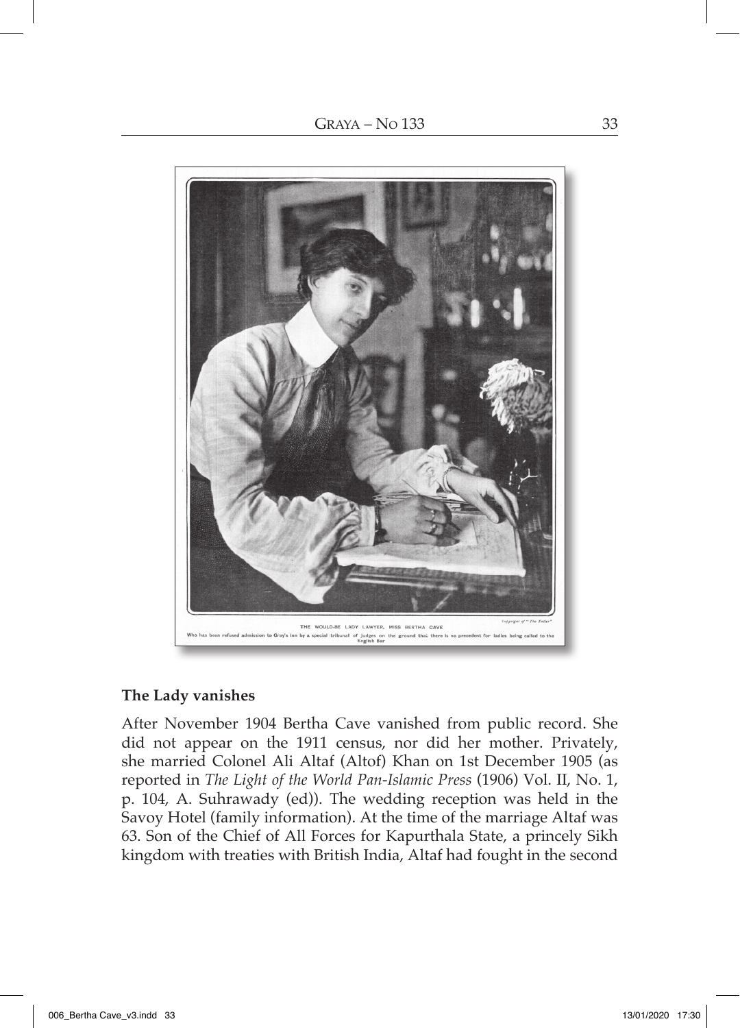THE WOULD-BE LADY LAWYER, MISS BERTHA CAVE

Who has been refused admission to Gray's Inn by a special tribunal of judges on the ground that there is no precedent for ladies being called to the English Bar

Copyright of "The Tatler"

**The Lady vanishes**

After November 1904 Bertha Cave vanished from public record. She did not appear on the 1911 census, nor did her mother. Privately, she married Colonel Ali Altaf (Altof) Khan on 1st December 1905 (as reported in *The Light of the World Pan-Islamic Press* (1906) Vol. II, No. 1, p. 104, A. Suhrawady (ed)). The wedding reception was held in the Savoy Hotel (family information). At the time of the marriage Altaf was 63. Son of the Chief of All Forces for Kapurthala State, a princely Sikh kingdom with treaties with British India, Altaf had fought in the second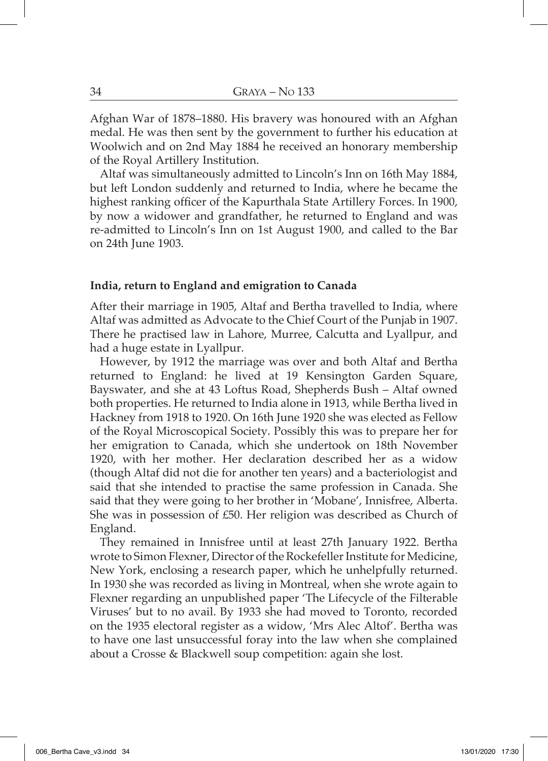Afghan War of 1878–1880. His bravery was honoured with an Afghan medal. He was then sent by the government to further his education at Woolwich and on 2nd May 1884 he received an honorary membership of the Royal Artillery Institution.

Altaf was simultaneously admitted to Lincoln's Inn on 16th May 1884, but left London suddenly and returned to India, where he became the highest ranking officer of the Kapurthala State Artillery Forces. In 1900, by now a widower and grandfather, he returned to England and was re-admitted to Lincoln's Inn on 1st August 1900, and called to the Bar on 24th June 1903.

**India, return to England and emigration to Canada**

After their marriage in 1905, Altaf and Bertha travelled to India, where Altaf was admitted as Advocate to the Chief Court of the Punjab in 1907. There he practised law in Lahore, Murree, Calcutta and Lyallpur, and had a huge estate in Lyallpur.

However, by 1912 the marriage was over and both Altaf and Bertha returned to England: he lived at 19 Kensington Garden Square, Bayswater, and she at 43 Loftus Road, Shepherds Bush – Altaf owned both properties. He returned to India alone in 1913, while Bertha lived in Hackney from 1918 to 1920. On 16th June 1920 she was elected as Fellow of the Royal Microscopical Society. Possibly this was to prepare her for her emigration to Canada, which she undertook on 18th November 1920, with her mother. Her declaration described her as a widow (though Altaf did not die for another ten years) and a bacteriologist and said that she intended to practise the same profession in Canada. She said that they were going to her brother in 'Mobane', Innisfree, Alberta. She was in possession of £50. Her religion was described as Church of England.

They remained in Innisfree until at least 27th January 1922. Bertha wrote to Simon Flexner, Director of the Rockefeller Institute for Medicine, New York, enclosing a research paper, which he unhelpfully returned. In 1930 she was recorded as living in Montreal, when she wrote again to Flexner regarding an unpublished paper 'The Lifecycle of the Filterable Viruses' but to no avail. By 1933 she had moved to Toronto, recorded on the 1935 electoral register as a widow, 'Mrs Alec Altof'. Bertha was to have one last unsuccessful foray into the law when she complained about a Crosse & Blackwell soup competition: again she lost.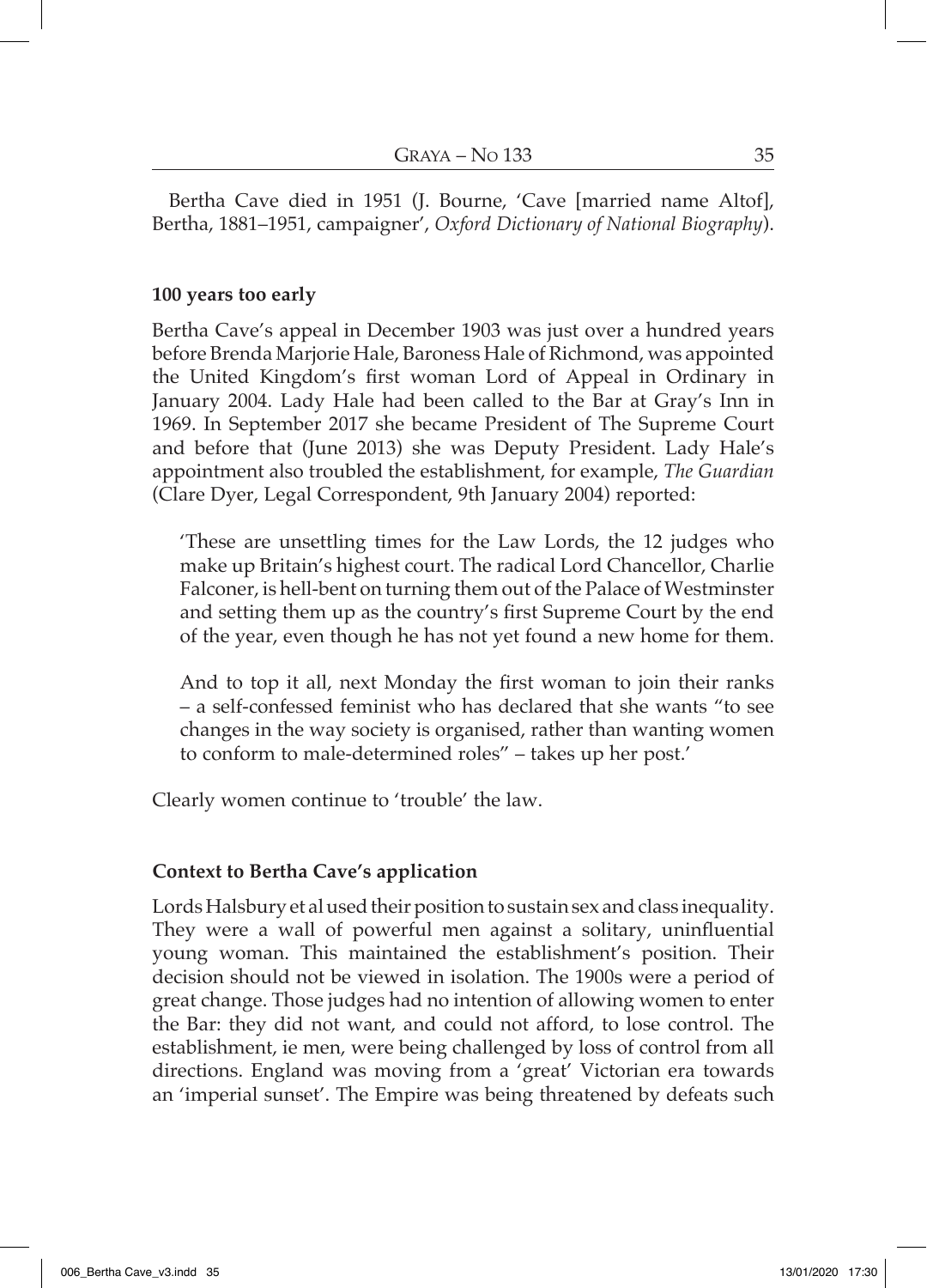Bertha Cave died in 1951 (J. Bourne, 'Cave [married name Altof], Bertha, 1881–1951, campaigner', *Oxford Dictionary of National Biography*).

### 100 years too early

Bertha Cave's appeal in December 1903 was just over a hundred years before Brenda Marjorie Hale, Baroness Hale of Richmond, was appointed the United Kingdom's first woman Lord of Appeal in Ordinary in January 2004. Lady Hale had been called to the Bar at Gray's Inn in 1969. In September 2017 she became President of The Supreme Court and before that (June 2013) she was Deputy President. Lady Hale's appointment also troubled the establishment, for example, *The Guardian* (Clare Dyer, Legal Correspondent, 9th January 2004) reported:

> 'These are unsettling times for the Law Lords, the 12 judges who make up Britain's highest court. The radical Lord Chancellor, Charlie Falconer, is hell-bent on turning them out of the Palace of Westminster and setting them up as the country's first Supreme Court by the end of the year, even though he has not yet found a new home for them.
>
> And to top it all, next Monday the first woman to join their ranks – a self-confessed feminist who has declared that she wants "to see changes in the way society is organised, rather than wanting women to conform to male-determined roles" – takes up her post.'

Clearly women continue to 'trouble' the law.

### Context to Bertha Cave's application

Lords Halsbury et al used their position to sustain sex and class inequality. They were a wall of powerful men against a solitary, uninfluential young woman. This maintained the establishment's position. Their decision should not be viewed in isolation. The 1900s were a period of great change. Those judges had no intention of allowing women to enter the Bar: they did not want, and could not afford, to lose control. The establishment, ie men, were being challenged by loss of control from all directions. England was moving from a 'great' Victorian era towards an 'imperial sunset'. The Empire was being threatened by defeats such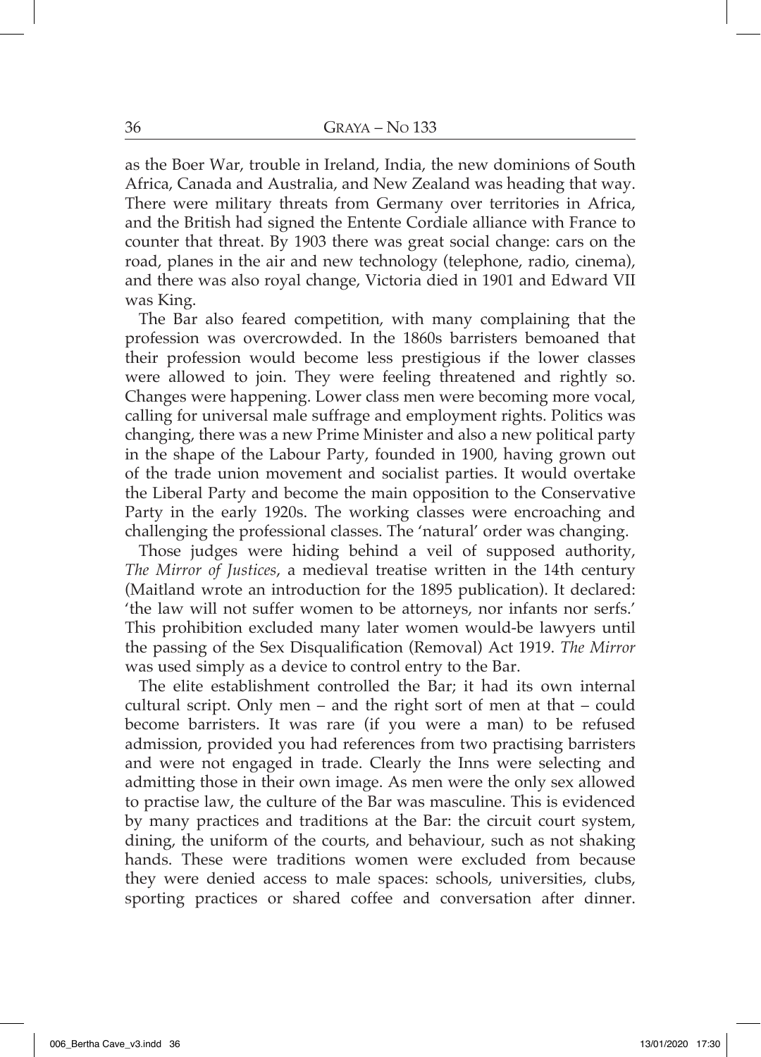as the Boer War, trouble in Ireland, India, the new dominions of South Africa, Canada and Australia, and New Zealand was heading that way. There were military threats from Germany over territories in Africa, and the British had signed the Entente Cordiale alliance with France to counter that threat. By 1903 there was great social change: cars on the road, planes in the air and new technology (telephone, radio, cinema), and there was also royal change, Victoria died in 1901 and Edward VII was King.

The Bar also feared competition, with many complaining that the profession was overcrowded. In the 1860s barristers bemoaned that their profession would become less prestigious if the lower classes were allowed to join. They were feeling threatened and rightly so. Changes were happening. Lower class men were becoming more vocal, calling for universal male suffrage and employment rights. Politics was changing, there was a new Prime Minister and also a new political party in the shape of the Labour Party, founded in 1900, having grown out of the trade union movement and socialist parties. It would overtake the Liberal Party and become the main opposition to the Conservative Party in the early 1920s. The working classes were encroaching and challenging the professional classes. The 'natural' order was changing.

Those judges were hiding behind a veil of supposed authority, *The Mirror of Justices*, a medieval treatise written in the 14th century (Maitland wrote an introduction for the 1895 publication). It declared: 'the law will not suffer women to be attorneys, nor infants nor serfs.' This prohibition excluded many later women would-be lawyers until the passing of the Sex Disqualification (Removal) Act 1919. *The Mirror* was used simply as a device to control entry to the Bar.

The elite establishment controlled the Bar; it had its own internal cultural script. Only men – and the right sort of men at that – could become barristers. It was rare (if you were a man) to be refused admission, provided you had references from two practising barristers and were not engaged in trade. Clearly the Inns were selecting and admitting those in their own image. As men were the only sex allowed to practise law, the culture of the Bar was masculine. This is evidenced by many practices and traditions at the Bar: the circuit court system, dining, the uniform of the courts, and behaviour, such as not shaking hands. These were traditions women were excluded from because they were denied access to male spaces: schools, universities, clubs, sporting practices or shared coffee and conversation after dinner.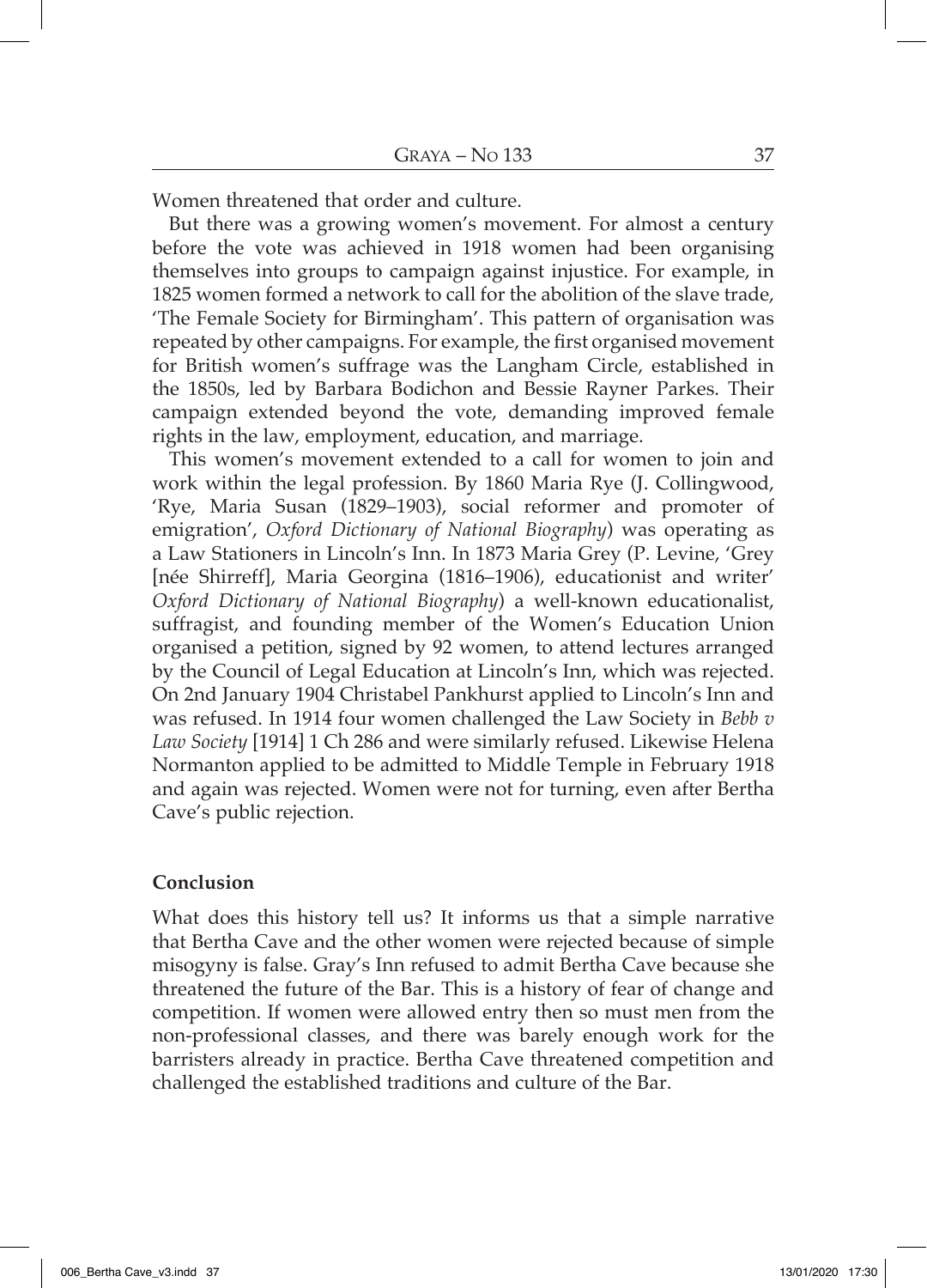Women threatened that order and culture.

But there was a growing women's movement. For almost a century before the vote was achieved in 1918 women had been organising themselves into groups to campaign against injustice. For example, in 1825 women formed a network to call for the abolition of the slave trade, 'The Female Society for Birmingham'. This pattern of organisation was repeated by other campaigns. For example, the first organised movement for British women's suffrage was the Langham Circle, established in the 1850s, led by Barbara Bodichon and Bessie Rayner Parkes. Their campaign extended beyond the vote, demanding improved female rights in the law, employment, education, and marriage.

This women's movement extended to a call for women to join and work within the legal profession. By 1860 Maria Rye (J. Collingwood, 'Rye, Maria Susan (1829–1903), social reformer and promoter of emigration', *Oxford Dictionary of National Biography*) was operating as a Law Stationers in Lincoln's Inn. In 1873 Maria Grey (P. Levine, 'Grey [née Shirreff], Maria Georgina (1816–1906), educationist and writer' *Oxford Dictionary of National Biography*) a well-known educationalist, suffragist, and founding member of the Women's Education Union organised a petition, signed by 92 women, to attend lectures arranged by the Council of Legal Education at Lincoln's Inn, which was rejected. On 2nd January 1904 Christabel Pankhurst applied to Lincoln's Inn and was refused. In 1914 four women challenged the Law Society in *Bebb v Law Society* [1914] 1 Ch 286 and were similarly refused. Likewise Helena Normanton applied to be admitted to Middle Temple in February 1918 and again was rejected. Women were not for turning, even after Bertha Cave's public rejection.

**Conclusion**

What does this history tell us? It informs us that a simple narrative that Bertha Cave and the other women were rejected because of simple misogyny is false. Gray's Inn refused to admit Bertha Cave because she threatened the future of the Bar. This is a history of fear of change and competition. If women were allowed entry then so must men from the non-professional classes, and there was barely enough work for the barristers already in practice. Bertha Cave threatened competition and challenged the established traditions and culture of the Bar.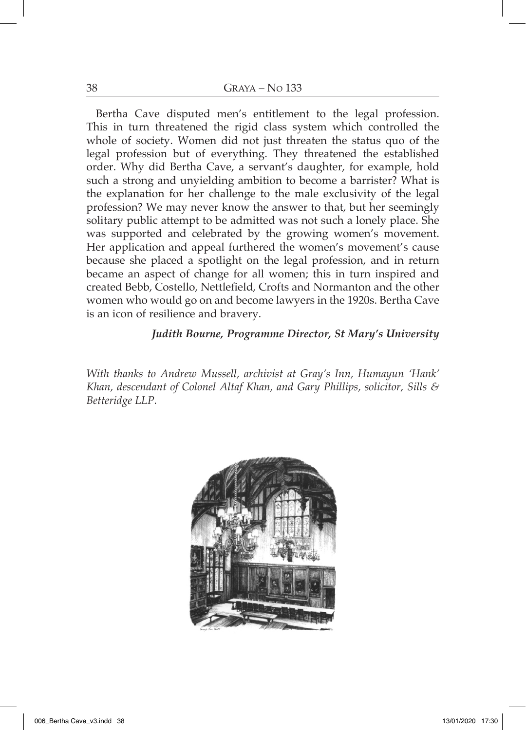Bertha Cave disputed men's entitlement to the legal profession. This in turn threatened the rigid class system which controlled the whole of society. Women did not just threaten the status quo of the legal profession but of everything. They threatened the established order. Why did Bertha Cave, a servant's daughter, for example, hold such a strong and unyielding ambition to become a barrister? What is the explanation for her challenge to the male exclusivity of the legal profession? We may never know the answer to that, but her seemingly solitary public attempt to be admitted was not such a lonely place. She was supported and celebrated by the growing women's movement. Her application and appeal furthered the women's movement's cause because she placed a spotlight on the legal profession, and in return became an aspect of change for all women; this in turn inspired and created Bebb, Costello, Nettlefield, Crofts and Normanton and the other women who would go on and become lawyers in the 1920s. Bertha Cave is an icon of resilience and bravery.

***Judith Bourne, Programme Director, St Mary's University***

*With thanks to Andrew Mussell, archivist at Gray's Inn, Humayun 'Hank' Khan, descendant of Colonel Altaf Khan, and Gary Phillips, solicitor, Sills & Betteridge LLP.*